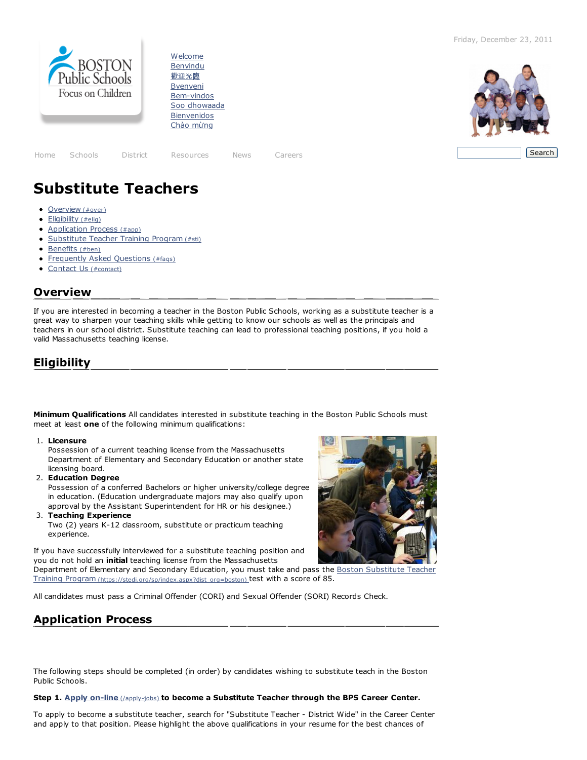Friday, December 23, 2011

[Welcome](#)
[Benvindu](#)
[歡迎光臨](#)
[Byenveni](#)
[Bem-vindos](#)
[Soo dhowaada](#)
[Bienvenidos](#)
[Chào mừng](#)

Home Schools District Resources News Careers

Search

# Substitute Teachers

- Overview (#over)
- Eligibility (#elig)
- Application Process (#app)
- Substitute Teacher Training Program (#sti)
- Benefits (#ben)
- Frequently Asked Questions (#faqs)
- Contact Us (#contact)

## Overview

If you are interested in becoming a teacher in the Boston Public Schools, working as a substitute teacher is a great way to sharpen your teaching skills while getting to know our schools as well as the principals and teachers in our school district. Substitute teaching can lead to professional teaching positions, if you hold a valid Massachusetts teaching license.

## Eligibility

**Minimum Qualifications** All candidates interested in substitute teaching in the Boston Public Schools must meet at least **one** of the following minimum qualifications:

1. **Licensure**
   Possession of a current teaching license from the Massachusetts Department of Elementary and Secondary Education or another state licensing board.
2. **Education Degree**
   Possession of a conferred Bachelors or higher university/college degree in education. (Education undergraduate majors may also qualify upon approval by the Assistant Superintendent for HR or his designee.)
3. **Teaching Experience**
   Two (2) years K-12 classroom, substitute or practicum teaching experience.

If you have successfully interviewed for a substitute teaching position and you do not hold an **initial** teaching license from the Massachusetts Department of Elementary and Secondary Education, you must take and pass the Boston Substitute Teacher Training Program (https://stedi.org/sp/index.aspx?dist_org=boston) test with a score of 85.

All candidates must pass a Criminal Offender (CORI) and Sexual Offender (SORI) Records Check.

## Application Process

The following steps should be completed (in order) by candidates wishing to substitute teach in the Boston Public Schools.

**Step 1. Apply on-line (/apply-jobs) to become a Substitute Teacher through the BPS Career Center.**

To apply to become a substitute teacher, search for "Substitute Teacher - District Wide" in the Career Center and apply to that position. Please highlight the above qualifications in your resume for the best chances of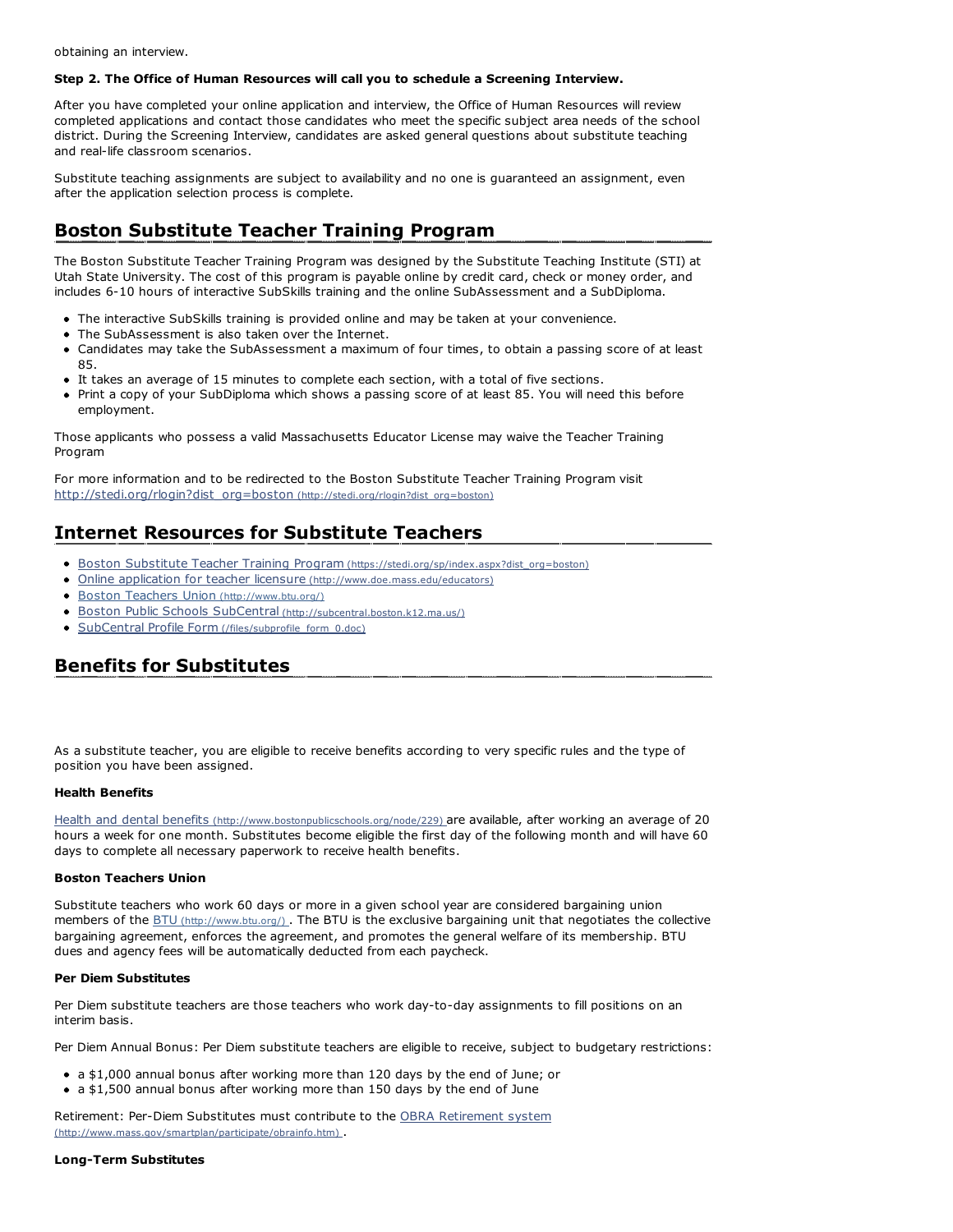obtaining an interview.

**Step 2. The Office of Human Resources will call you to schedule a Screening Interview.**

After you have completed your online application and interview, the Office of Human Resources will review completed applications and contact those candidates who meet the specific subject area needs of the school district. During the Screening Interview, candidates are asked general questions about substitute teaching and real-life classroom scenarios.

Substitute teaching assignments are subject to availability and no one is guaranteed an assignment, even after the application selection process is complete.

## Boston Substitute Teacher Training Program

The Boston Substitute Teacher Training Program was designed by the Substitute Teaching Institute (STI) at Utah State University. The cost of this program is payable online by credit card, check or money order, and includes 6-10 hours of interactive SubSkills training and the online SubAssessment and a SubDiploma.

- The interactive SubSkills training is provided online and may be taken at your convenience.
- The SubAssessment is also taken over the Internet.
- Candidates may take the SubAssessment a maximum of four times, to obtain a passing score of at least 85.
- It takes an average of 15 minutes to complete each section, with a total of five sections.
- Print a copy of your SubDiploma which shows a passing score of at least 85. You will need this before employment.

Those applicants who possess a valid Massachusetts Educator License may waive the Teacher Training Program

For more information and to be redirected to the Boston Substitute Teacher Training Program visit http://stedi.org/rlogin?dist_org=boston (http://stedi.org/rlogin?dist_org=boston)

## Internet Resources for Substitute Teachers

- Boston Substitute Teacher Training Program (https://stedi.org/sp/index.aspx?dist_org=boston)
- Online application for teacher licensure (http://www.doe.mass.edu/educators)
- Boston Teachers Union (http://www.btu.org/)
- Boston Public Schools SubCentral (http://subcentral.boston.k12.ma.us/)
- SubCentral Profile Form (//files/subprofile_form_0.doc)

## Benefits for Substitutes

As a substitute teacher, you are eligible to receive benefits according to very specific rules and the type of position you have been assigned.

**Health Benefits**

Health and dental benefits (http://www.bostonpublicschools.org/node/229) are available, after working an average of 20 hours a week for one month. Substitutes become eligible the first day of the following month and will have 60 days to complete all necessary paperwork to receive health benefits.

**Boston Teachers Union**

Substitute teachers who work 60 days or more in a given school year are considered bargaining union members of the BTU (http://www.btu.org/) . The BTU is the exclusive bargaining unit that negotiates the collective bargaining agreement, enforces the agreement, and promotes the general welfare of its membership. BTU dues and agency fees will be automatically deducted from each paycheck.

**Per Diem Substitutes**

Per Diem substitute teachers are those teachers who work day-to-day assignments to fill positions on an interim basis.

Per Diem Annual Bonus: Per Diem substitute teachers are eligible to receive, subject to budgetary restrictions:

- a $1,000 annual bonus after working more than 120 days by the end of June; or
- a $1,500 annual bonus after working more than 150 days by the end of June

Retirement: Per-Diem Substitutes must contribute to the OBRA Retirement system (http://www.mass.gov/smartplan/participate/obrainfo.htm) .

**Long-Term Substitutes**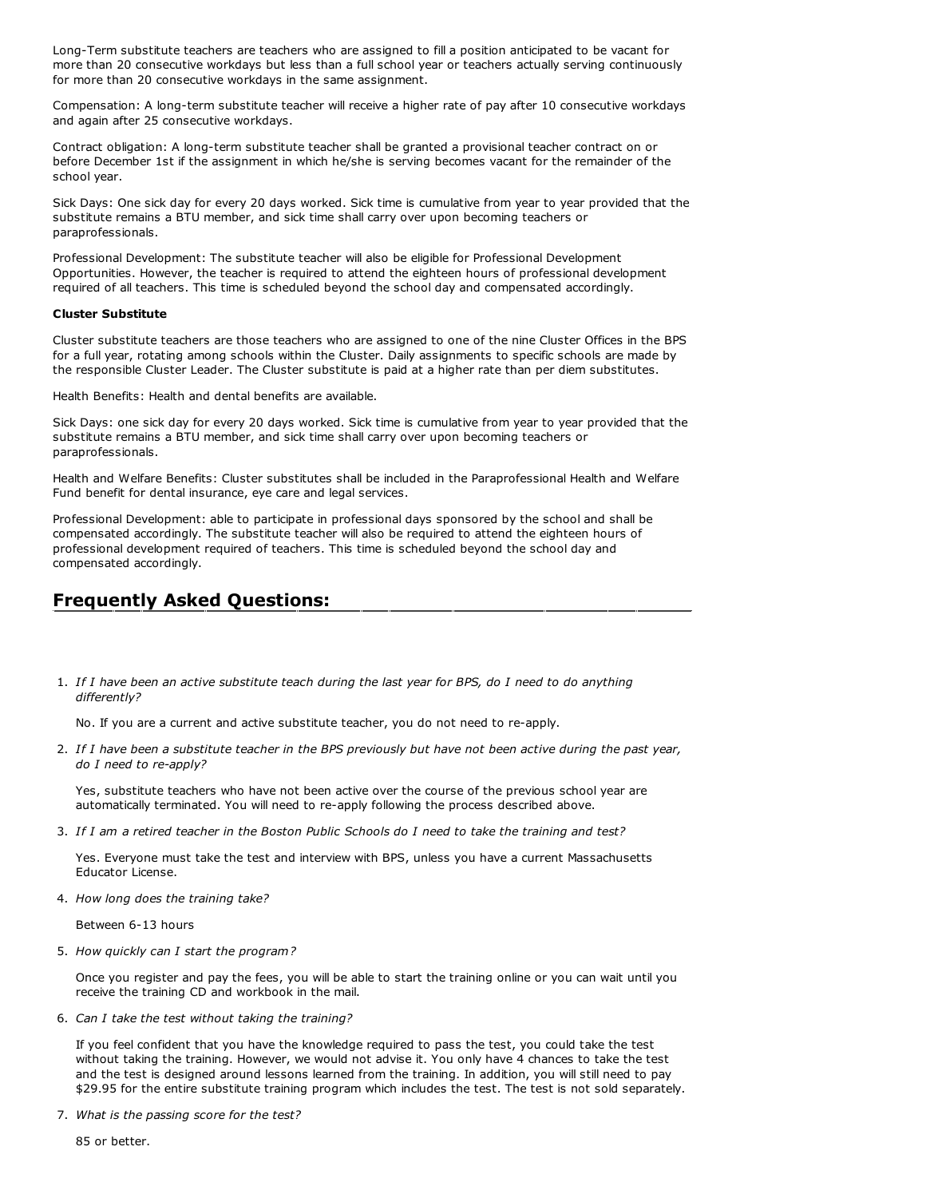Long-Term substitute teachers are teachers who are assigned to fill a position anticipated to be vacant for more than 20 consecutive workdays but less than a full school year or teachers actually serving continuously for more than 20 consecutive workdays in the same assignment.

Compensation: A long-term substitute teacher will receive a higher rate of pay after 10 consecutive workdays and again after 25 consecutive workdays.

Contract obligation: A long-term substitute teacher shall be granted a provisional teacher contract on or before December 1st if the assignment in which he/she is serving becomes vacant for the remainder of the school year.

Sick Days: One sick day for every 20 days worked. Sick time is cumulative from year to year provided that the substitute remains a BTU member, and sick time shall carry over upon becoming teachers or paraprofessionals.

Professional Development: The substitute teacher will also be eligible for Professional Development Opportunities. However, the teacher is required to attend the eighteen hours of professional development required of all teachers. This time is scheduled beyond the school day and compensated accordingly.

**Cluster Substitute**

Cluster substitute teachers are those teachers who are assigned to one of the nine Cluster Offices in the BPS for a full year, rotating among schools within the Cluster. Daily assignments to specific schools are made by the responsible Cluster Leader. The Cluster substitute is paid at a higher rate than per diem substitutes.

Health Benefits: Health and dental benefits are available.

Sick Days: one sick day for every 20 days worked. Sick time is cumulative from year to year provided that the substitute remains a BTU member, and sick time shall carry over upon becoming teachers or paraprofessionals.

Health and Welfare Benefits: Cluster substitutes shall be included in the Paraprofessional Health and Welfare Fund benefit for dental insurance, eye care and legal services.

Professional Development: able to participate in professional days sponsored by the school and shall be compensated accordingly. The substitute teacher will also be required to attend the eighteen hours of professional development required of teachers. This time is scheduled beyond the school day and compensated accordingly.

## Frequently Asked Questions:

1. *If I have been an active substitute teach during the last year for BPS, do I need to do anything differently?*

   No. If you are a current and active substitute teacher, you do not need to re-apply.

2. *If I have been a substitute teacher in the BPS previously but have not been active during the past year, do I need to re-apply?*

   Yes, substitute teachers who have not been active over the course of the previous school year are automatically terminated. You will need to re-apply following the process described above.

3. *If I am a retired teacher in the Boston Public Schools do I need to take the training and test?*

   Yes. Everyone must take the test and interview with BPS, unless you have a current Massachusetts Educator License.

4. *How long does the training take?*

   Between 6-13 hours

5. *How quickly can I start the program?*

   Once you register and pay the fees, you will be able to start the training online or you can wait until you receive the training CD and workbook in the mail.

6. *Can I take the test without taking the training?*

   If you feel confident that you have the knowledge required to pass the test, you could take the test without taking the training. However, we would not advise it. You only have 4 chances to take the test and the test is designed around lessons learned from the training. In addition, you will still need to pay $29.95 for the entire substitute training program which includes the test. The test is not sold separately.

7. *What is the passing score for the test?*

   85 or better.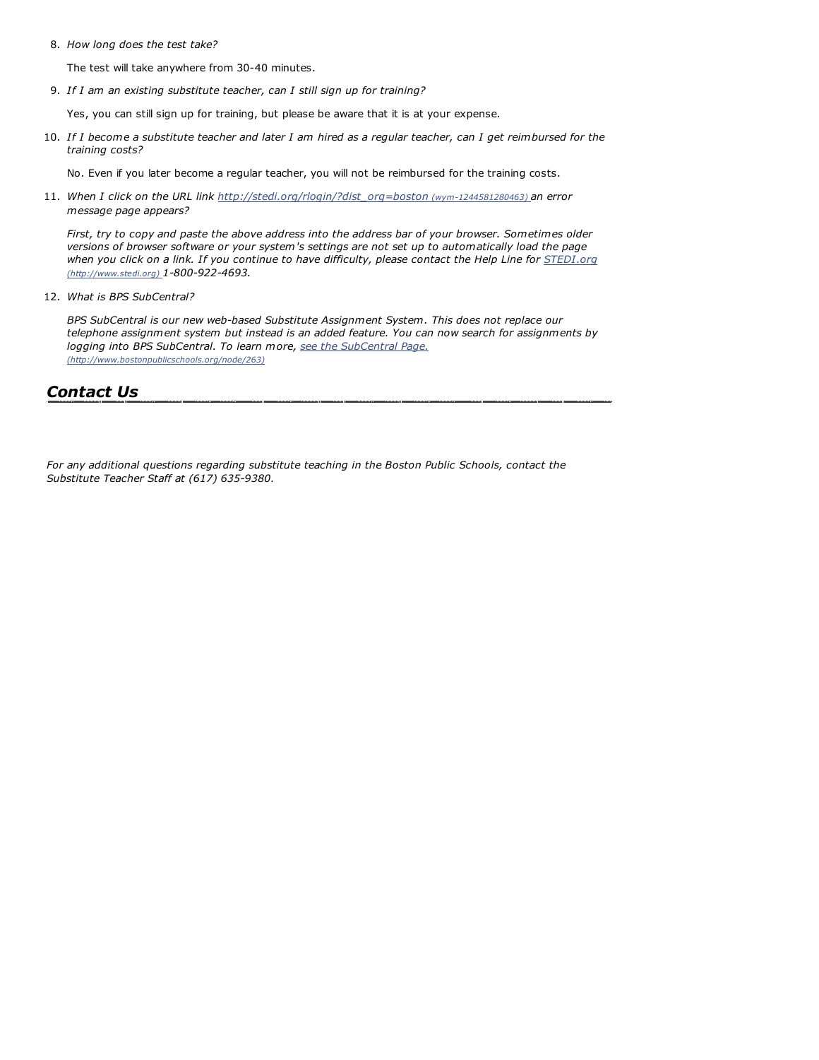8. *How long does the test take?*

   The test will take anywhere from 30-40 minutes.

9. *If I am an existing substitute teacher, can I still sign up for training?*

   Yes, you can still sign up for training, but please be aware that it is at your expense.

10. *If I become a substitute teacher and later I am hired as a regular teacher, can I get reimbursed for the training costs?*

    No. Even if you later become a regular teacher, you will not be reimbursed for the training costs.

11. *When I click on the URL link [http://stedi.org/rlogin/?dist_org=boston](http://stedi.org/rlogin/?dist_org=boston) (wym-1244581280463) an error message page appears?*

    *First, try to copy and paste the above address into the address bar of your browser. Sometimes older versions of browser software or your system's settings are not set up to automatically load the page when you click on a link. If you continue to have difficulty, please contact the Help Line for [STEDI.org](http://www.stedi.org) (http://www.stedi.org) 1-800-922-4693.*

12. *What is BPS SubCentral?*

    *BPS SubCentral is our new web-based Substitute Assignment System. This does not replace our telephone assignment system but instead is an added feature. You can now search for assignments by logging into BPS SubCentral. To learn more, [see the SubCentral Page.](http://www.bostonpublicschools.org/node/263) (http://www.bostonpublicschools.org/node/263)*

## *Contact Us*

*For any additional questions regarding substitute teaching in the Boston Public Schools, contact the Substitute Teacher Staff at (617) 635-9380.*